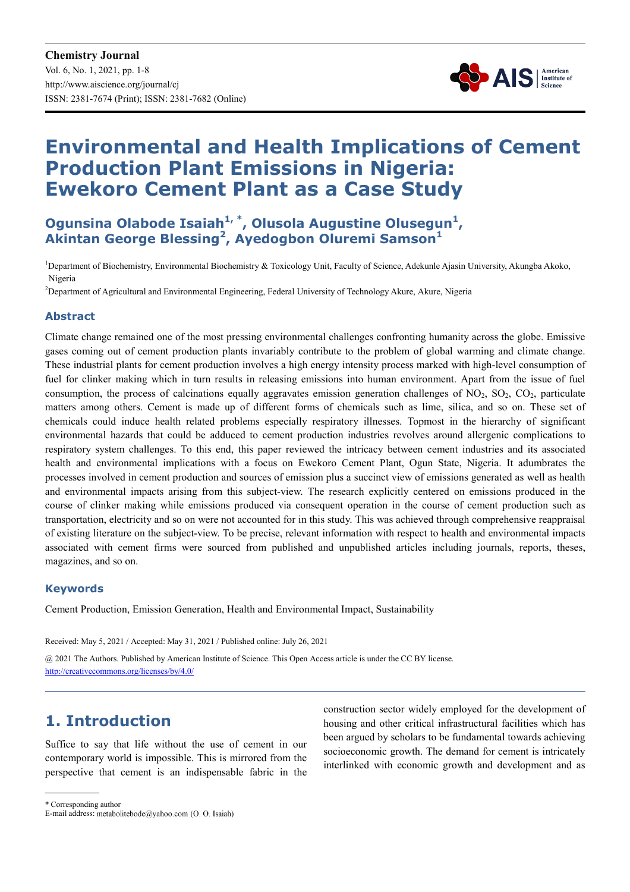# Environmental and Health Implications of Cement Production Plant Emissions in Nigeria: Ewekoro Cement Plant as a Case Study

**Ogunsina Olabode Isaiah[1, *], Olusola Augustine Olusegun[1], Akintan George Blessing[2], Ayedogbon Oluremi Samson[1]**

[1]Department of Biochemistry, Environmental Biochemistry & Toxicology Unit, Faculty of Science, Adekunle Ajasin University, Akungba Akoko, Nigeria

[2]Department of Agricultural and Environmental Engineering, Federal University of Technology Akure, Akure, Nigeria

## Abstract

Climate change remained one of the most pressing environmental challenges confronting humanity across the globe. Emissive gases coming out of cement production plants invariably contribute to the problem of global warming and climate change. These industrial plants for cement production involves a high energy intensity process marked with high-level consumption of fuel for clinker making which in turn results in releasing emissions into human environment. Apart from the issue of fuel consumption, the process of calcinations equally aggravates emission generation challenges of $NO_2$, $SO_2$, $CO_2$, particulate matters among others. Cement is made up of different forms of chemicals such as lime, silica, and so on. These set of chemicals could induce health related problems especially respiratory illnesses. Topmost in the hierarchy of significant environmental hazards that could be adduced to cement production industries revolves around allergenic complications to respiratory system challenges. To this end, this paper reviewed the intricacy between cement industries and its associated health and environmental implications with a focus on Ewekoro Cement Plant, Ogun State, Nigeria. It adumbrates the processes involved in cement production and sources of emission plus a succinct view of emissions generated as well as health and environmental impacts arising from this subject-view. The research explicitly centered on emissions produced in the course of clinker making while emissions produced via consequent operation in the course of cement production such as transportation, electricity and so on were not accounted for in this study. This was achieved through comprehensive reappraisal of existing literature on the subject-view. To be precise, relevant information with respect to health and environmental impacts associated with cement firms were sourced from published and unpublished articles including journals, reports, theses, magazines, and so on.

## Keywords

Cement Production, Emission Generation, Health and Environmental Impact, Sustainability

Received: May 5, 2021 / Accepted: May 31, 2021 / Published online: July 26, 2021

@ 2021 The Authors. Published by American Institute of Science. This Open Access article is under the CC BY license. http://creativecommons.org/licenses/by/4.0/

## 1. Introduction

Suffice to say that life without the use of cement in our contemporary world is impossible. This is mirrored from the perspective that cement is an indispensable fabric in the construction sector widely employed for the development of housing and other critical infrastructural facilities which has been argued by scholars to be fundamental towards achieving socioeconomic growth. The demand for cement is intricately interlinked with economic growth and development and as

\* Corresponding author
E-mail address: metabolitebode@yahoo.com (O. O. Isaiah)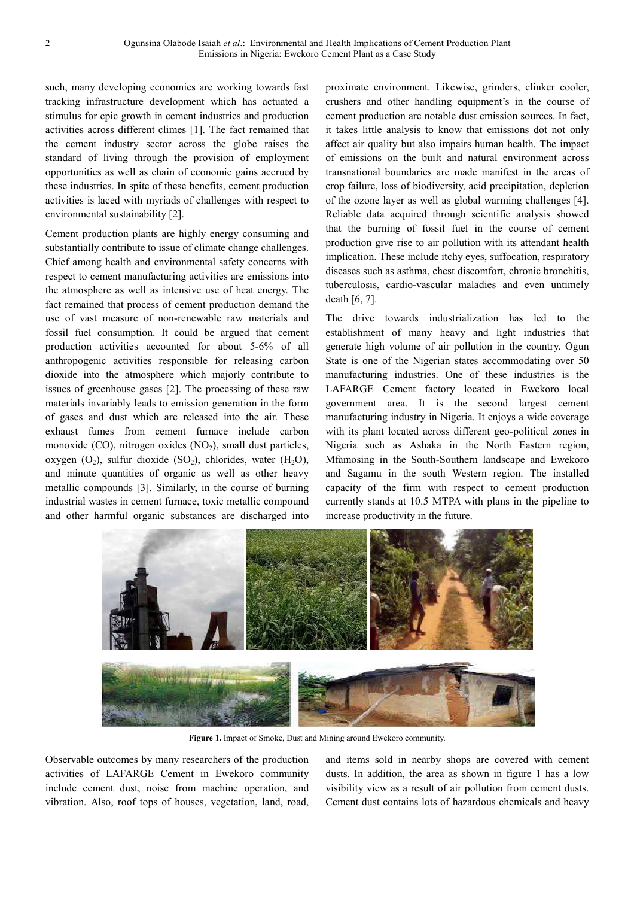such, many developing economies are working towards fast tracking infrastructure development which has actuated a stimulus for epic growth in cement industries and production activities across different climes [1]. The fact remained that the cement industry sector across the globe raises the standard of living through the provision of employment opportunities as well as chain of economic gains accrued by these industries. In spite of these benefits, cement production activities is laced with myriads of challenges with respect to environmental sustainability [2].

Cement production plants are highly energy consuming and substantially contribute to issue of climate change challenges. Chief among health and environmental safety concerns with respect to cement manufacturing activities are emissions into the atmosphere as well as intensive use of heat energy. The fact remained that process of cement production demand the use of vast measure of non-renewable raw materials and fossil fuel consumption. It could be argued that cement production activities accounted for about 5-6% of all anthropogenic activities responsible for releasing carbon dioxide into the atmosphere which majorly contribute to issues of greenhouse gases [2]. The processing of these raw materials invariably leads to emission generation in the form of gases and dust which are released into the air. These exhaust fumes from cement furnace include carbon monoxide (CO), nitrogen oxides ($NO_2$), small dust particles, oxygen ($O_2$), sulfur dioxide ($SO_2$), chlorides, water ($H_2O$), and minute quantities of organic as well as other heavy metallic compounds [3]. Similarly, in the course of burning industrial wastes in cement furnace, toxic metallic compound and other harmful organic substances are discharged into proximate environment. Likewise, grinders, clinker cooler, crushers and other handling equipment's in the course of cement production are notable dust emission sources. In fact, it takes little analysis to know that emissions dot not only affect air quality but also impairs human health. The impact of emissions on the built and natural environment across transnational boundaries are made manifest in the areas of crop failure, loss of biodiversity, acid precipitation, depletion of the ozone layer as well as global warming challenges [4]. Reliable data acquired through scientific analysis showed that the burning of fossil fuel in the course of cement production give rise to air pollution with its attendant health implication. These include itchy eyes, suffocation, respiratory diseases such as asthma, chest discomfort, chronic bronchitis, tuberculosis, cardio-vascular maladies and even untimely death [6, 7].

The drive towards industrialization has led to the establishment of many heavy and light industries that generate high volume of air pollution in the country. Ogun State is one of the Nigerian states accommodating over 50 manufacturing industries. One of these industries is the LAFARGE Cement factory located in Ewekoro local government area. It is the second largest cement manufacturing industry in Nigeria. It enjoys a wide coverage with its plant located across different geo-political zones in Nigeria such as Ashaka in the North Eastern region, Mfamosing in the South-Southern landscape and Ewekoro and Sagamu in the south Western region. The installed capacity of the firm with respect to cement production currently stands at 10.5 MTPA with plans in the pipeline to increase productivity in the future.

**Figure 1.** Impact of Smoke, Dust and Mining around Ewekoro community.

Observable outcomes by many researchers of the production activities of LAFARGE Cement in Ewekoro community include cement dust, noise from machine operation, and vibration. Also, roof tops of houses, vegetation, land, road, and items sold in nearby shops are covered with cement dusts. In addition, the area as shown in figure 1 has a low visibility view as a result of air pollution from cement dusts. Cement dust contains lots of hazardous chemicals and heavy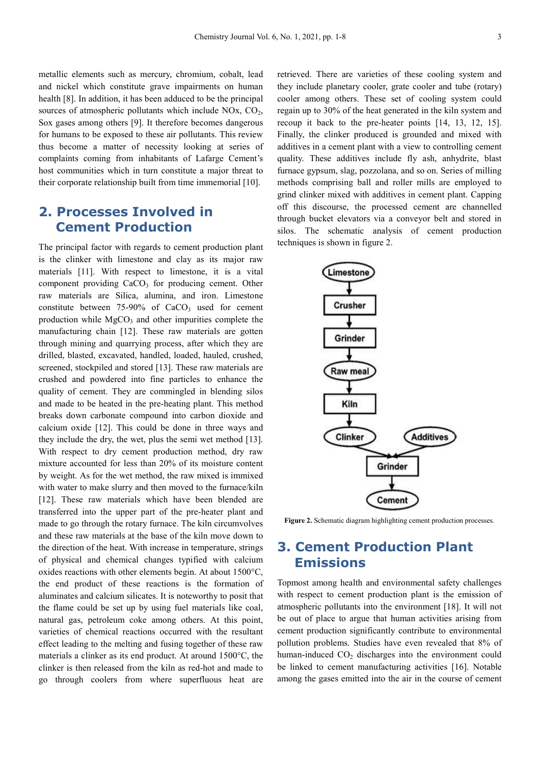metallic elements such as mercury, chromium, cobalt, lead and nickel which constitute grave impairments on human health [8]. In addition, it has been adduced to be the principal sources of atmospheric pollutants which include NOx, $CO_2$, Sox gases among others [9]. It therefore becomes dangerous for humans to be exposed to these air pollutants. This review thus become a matter of necessity looking at series of complaints coming from inhabitants of Lafarge Cement's host communities which in turn constitute a major threat to their corporate relationship built from time immemorial [10].

## 2. Processes Involved in Cement Production

The principal factor with regards to cement production plant is the clinker with limestone and clay as its major raw materials [11]. With respect to limestone, it is a vital component providing $CaCO_3$ for producing cement. Other raw materials are Silica, alumina, and iron. Limestone constitute between 75-90% of $CaCO_3$ used for cement production while $MgCO_3$ and other impurities complete the manufacturing chain [12]. These raw materials are gotten through mining and quarrying process, after which they are drilled, blasted, excavated, handled, loaded, hauled, crushed, screened, stockpiled and stored [13]. These raw materials are crushed and powdered into fine particles to enhance the quality of cement. They are commingled in blending silos and made to be heated in the pre-heating plant. This method breaks down carbonate compound into carbon dioxide and calcium oxide [12]. This could be done in three ways and they include the dry, the wet, plus the semi wet method [13]. With respect to dry cement production method, dry raw mixture accounted for less than 20% of its moisture content by weight. As for the wet method, the raw mixed is immixed with water to make slurry and then moved to the furnace/kiln [12]. These raw materials which have been blended are transferred into the upper part of the pre-heater plant and made to go through the rotary furnace. The kiln circumvolves and these raw materials at the base of the kiln move down to the direction of the heat. With increase in temperature, strings of physical and chemical changes typified with calcium oxides reactions with other elements begin. At about 1500°C, the end product of these reactions is the formation of aluminates and calcium silicates. It is noteworthy to posit that the flame could be set up by using fuel materials like coal, natural gas, petroleum coke among others. At this point, varieties of chemical reactions occurred with the resultant effect leading to the melting and fusing together of these raw materials a clinker as its end product. At around 1500°C, the clinker is then released from the kiln as red-hot and made to go through coolers from where superfluous heat are retrieved. There are varieties of these cooling system and they include planetary cooler, grate cooler and tube (rotary) cooler among others. These set of cooling system could regain up to 30% of the heat generated in the kiln system and recoup it back to the pre-heater points [14, 13, 12, 15]. Finally, the clinker produced is grounded and mixed with additives in a cement plant with a view to controlling cement quality. These additives include fly ash, anhydrite, blast furnace gypsum, slag, pozzolana, and so on. Series of milling methods comprising ball and roller mills are employed to grind clinker mixed with additives in cement plant. Capping off this discourse, the processed cement are channelled through bucket elevators via a conveyor belt and stored in silos. The schematic analysis of cement production techniques is shown in figure 2.

Limestone → Crusher → Grinder → Raw meal → Kiln → Clinker + Additives → Grinder → Cement

**Figure 2.** Schematic diagram highlighting cement production processes.

## 3. Cement Production Plant Emissions

Topmost among health and environmental safety challenges with respect to cement production plant is the emission of atmospheric pollutants into the environment [18]. It will not be out of place to argue that human activities arising from cement production significantly contribute to environmental pollution problems. Studies have even revealed that 8% of human-induced $CO_2$ discharges into the environment could be linked to cement manufacturing activities [16]. Notable among the gases emitted into the air in the course of cement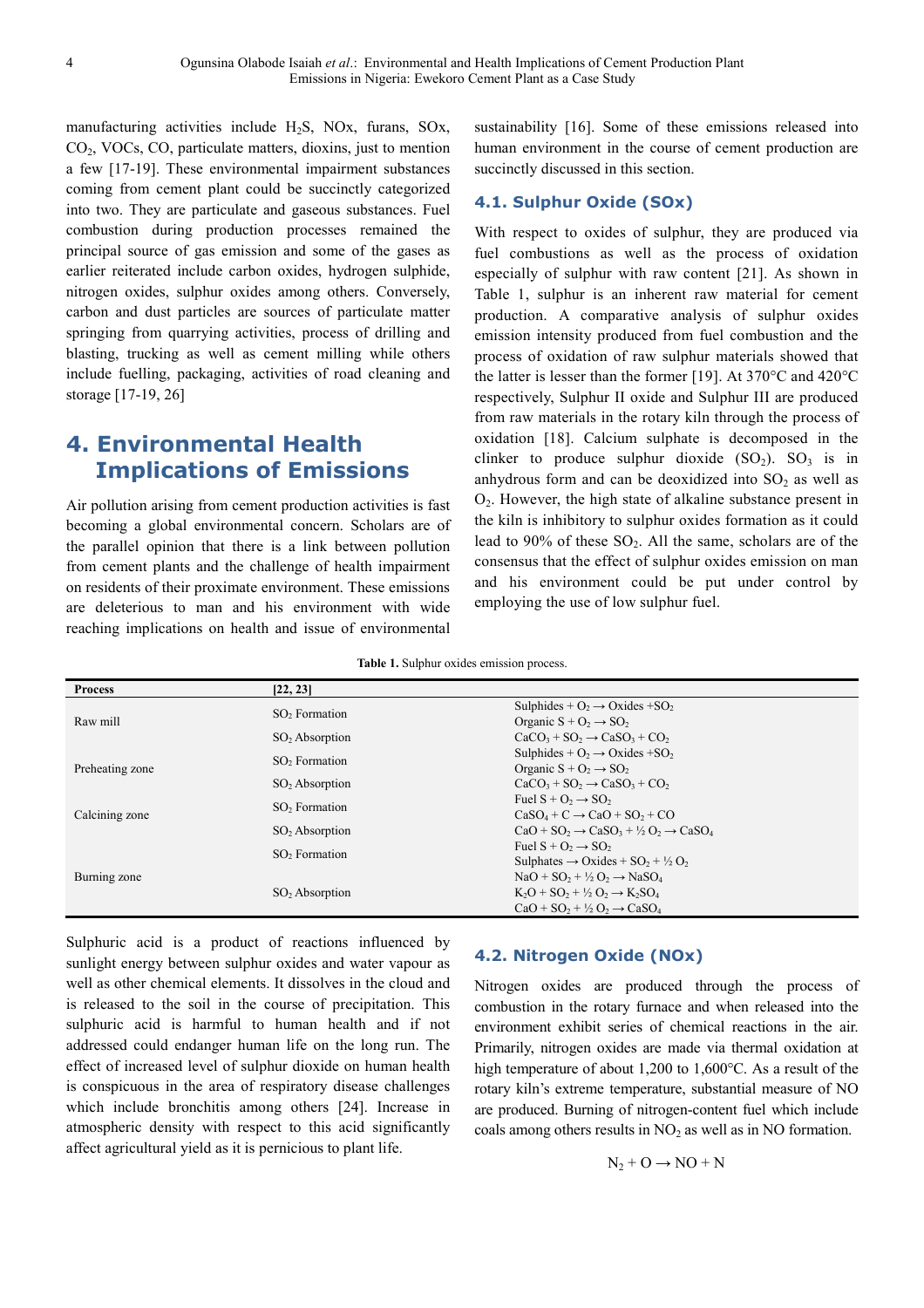manufacturing activities include $H_2S$, NOx, furans, SOx, $CO_2$, VOCs, CO, particulate matters, dioxins, just to mention a few [17-19]. These environmental impairment substances coming from cement plant could be succinctly categorized into two. They are particulate and gaseous substances. Fuel combustion during production processes remained the principal source of gas emission and some of the gases as earlier reiterated include carbon oxides, hydrogen sulphide, nitrogen oxides, sulphur oxides among others. Conversely, carbon and dust particles are sources of particulate matter springing from quarrying activities, process of drilling and blasting, trucking as well as cement milling while others include fuelling, packaging, activities of road cleaning and storage [17-19, 26]

# 4. Environmental Health Implications of Emissions

Air pollution arising from cement production activities is fast becoming a global environmental concern. Scholars are of the parallel opinion that there is a link between pollution from cement plants and the challenge of health impairment on residents of their proximate environment. These emissions are deleterious to man and his environment with wide reaching implications on health and issue of environmental sustainability [16]. Some of these emissions released into human environment in the course of cement production are succinctly discussed in this section.

## 4.1. Sulphur Oxide (SOx)

With respect to oxides of sulphur, they are produced via fuel combustions as well as the process of oxidation especially of sulphur with raw content [21]. As shown in Table 1, sulphur is an inherent raw material for cement production. A comparative analysis of sulphur oxides emission intensity produced from fuel combustion and the process of oxidation of raw sulphur materials showed that the latter is lesser than the former [19]. At 370°C and 420°C respectively, Sulphur II oxide and Sulphur III are produced from raw materials in the rotary kiln through the process of oxidation [18]. Calcium sulphate is decomposed in the clinker to produce sulphur dioxide ($SO_2$). $SO_3$ is in anhydrous form and can be deoxidized into $SO_2$ as well as $O_2$. However, the high state of alkaline substance present in the kiln is inhibitory to sulphur oxides formation as it could lead to 90% of these $SO_2$. All the same, scholars are of the consensus that the effect of sulphur oxides emission on man and his environment could be put under control by employing the use of low sulphur fuel.

**Table 1.** Sulphur oxides emission process.

| Process | [22, 23] | |
|---|---|---|
| Raw mill | $SO_2$ Formation | Sulphides + $O_2 \rightarrow$ Oxides + $SO_2$<br>Organic S + $O_2 \rightarrow SO_2$ |
| | $SO_2$ Absorption | $CaCO_3 + SO_2 \rightarrow CaSO_3 + CO_2$ |
| Preheating zone | $SO_2$ Formation | Sulphides + $O_2 \rightarrow$ Oxides + $SO_2$<br>Organic S + $O_2 \rightarrow SO_2$ |
| | $SO_2$ Absorption | $CaCO_3 + SO_2 \rightarrow CaSO_3 + CO_2$ |
| Calcining zone | $SO_2$ Formation | Fuel S + $O_2 \rightarrow SO_2$<br>$CaSO_4 + C \rightarrow CaO + SO_2 + CO$ |
| | $SO_2$ Absorption | $CaO + SO_2 \rightarrow CaSO_3 + \frac{1}{2} O_2 \rightarrow CaSO_4$ |
| Burning zone | $SO_2$ Formation | Fuel S + $O_2 \rightarrow SO_2$<br>Sulphates $\rightarrow$ Oxides + $SO_2 + \frac{1}{2} O_2$ |
| | $SO_2$ Absorption | $NaO + SO_2 + \frac{1}{2} O_2 \rightarrow NaSO_4$<br>$K_2O + SO_2 + \frac{1}{2} O_2 \rightarrow K_2SO_4$<br>$CaO + SO_2 + \frac{1}{2} O_2 \rightarrow CaSO_4$ |

Sulphuric acid is a product of reactions influenced by sunlight energy between sulphur oxides and water vapour as well as other chemical elements. It dissolves in the cloud and is released to the soil in the course of precipitation. This sulphuric acid is harmful to human health and if not addressed could endanger human life on the long run. The effect of increased level of sulphur dioxide on human health is conspicuous in the area of respiratory disease challenges which include bronchitis among others [24]. Increase in atmospheric density with respect to this acid significantly affect agricultural yield as it is pernicious to plant life.

## 4.2. Nitrogen Oxide (NOx)

Nitrogen oxides are produced through the process of combustion in the rotary furnace and when released into the environment exhibit series of chemical reactions in the air. Primarily, nitrogen oxides are made via thermal oxidation at high temperature of about 1,200 to 1,600°C. As a result of the rotary kiln's extreme temperature, substantial measure of NO are produced. Burning of nitrogen-content fuel which include coals among others results in $NO_2$ as well as in NO formation.

$$N_2 + O \rightarrow NO + N$$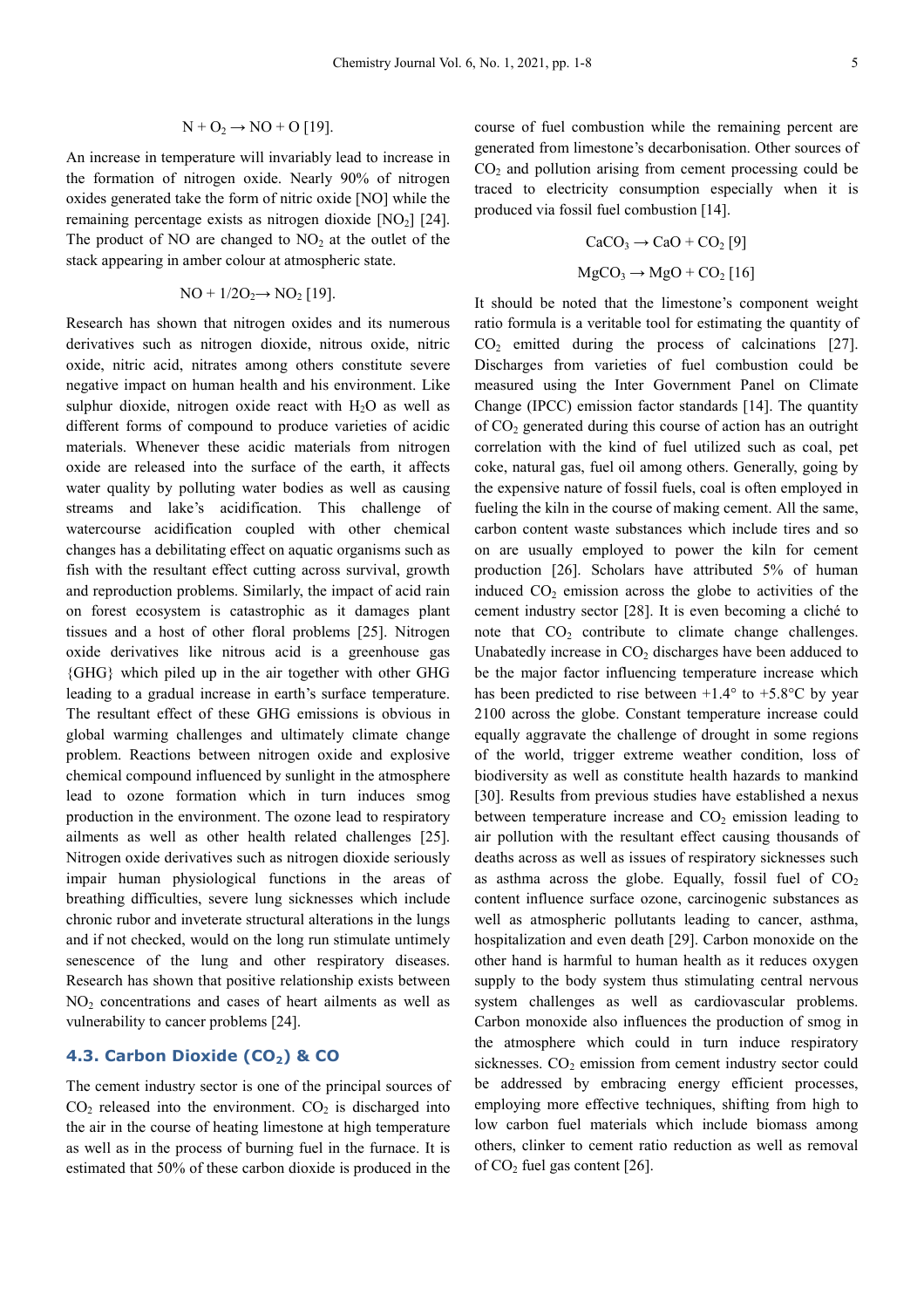$$N + O_2 \rightarrow NO + O \text{ [19].}$$

An increase in temperature will invariably lead to increase in the formation of nitrogen oxide. Nearly 90% of nitrogen oxides generated take the form of nitric oxide [NO] while the remaining percentage exists as nitrogen dioxide [$NO_2$] [24]. The product of NO are changed to $NO_2$ at the outlet of the stack appearing in amber colour at atmospheric state.

$$NO + 1/2O_2 \rightarrow NO_2 \text{ [19].}$$

Research has shown that nitrogen oxides and its numerous derivatives such as nitrogen dioxide, nitrous oxide, nitric oxide, nitric acid, nitrates among others constitute severe negative impact on human health and his environment. Like sulphur dioxide, nitrogen oxide react with $H_2O$ as well as different forms of compound to produce varieties of acidic materials. Whenever these acidic materials from nitrogen oxide are released into the surface of the earth, it affects water quality by polluting water bodies as well as causing streams and lake's acidification. This challenge of watercourse acidification coupled with other chemical changes has a debilitating effect on aquatic organisms such as fish with the resultant effect cutting across survival, growth and reproduction problems. Similarly, the impact of acid rain on forest ecosystem is catastrophic as it damages plant tissues and a host of other floral problems [25]. Nitrogen oxide derivatives like nitrous acid is a greenhouse gas {GHG} which piled up in the air together with other GHG leading to a gradual increase in earth's surface temperature. The resultant effect of these GHG emissions is obvious in global warming challenges and ultimately climate change problem. Reactions between nitrogen oxide and explosive chemical compound influenced by sunlight in the atmosphere lead to ozone formation which in turn induces smog production in the environment. The ozone lead to respiratory ailments as well as other health related challenges [25]. Nitrogen oxide derivatives such as nitrogen dioxide seriously impair human physiological functions in the areas of breathing difficulties, severe lung sicknesses which include chronic rubor and inveterate structural alterations in the lungs and if not checked, would on the long run stimulate untimely senescence of the lung and other respiratory diseases. Research has shown that positive relationship exists between $NO_2$ concentrations and cases of heart ailments as well as vulnerability to cancer problems [24].

### 4.3. Carbon Dioxide ($CO_2$) & CO

The cement industry sector is one of the principal sources of $CO_2$ released into the environment. $CO_2$ is discharged into the air in the course of heating limestone at high temperature as well as in the process of burning fuel in the furnace. It is estimated that 50% of these carbon dioxide is produced in the course of fuel combustion while the remaining percent are generated from limestone's decarbonisation. Other sources of $CO_2$ and pollution arising from cement processing could be traced to electricity consumption especially when it is produced via fossil fuel combustion [14].

$$CaCO_3 \rightarrow CaO + CO_2 \text{ [9]}$$

$$MgCO_3 \rightarrow MgO + CO_2 \text{ [16]}$$

It should be noted that the limestone's component weight ratio formula is a veritable tool for estimating the quantity of $CO_2$ emitted during the process of calcinations [27]. Discharges from varieties of fuel combustion could be measured using the Inter Government Panel on Climate Change (IPCC) emission factor standards [14]. The quantity of $CO_2$ generated during this course of action has an outright correlation with the kind of fuel utilized such as coal, pet coke, natural gas, fuel oil among others. Generally, going by the expensive nature of fossil fuels, coal is often employed in fueling the kiln in the course of making cement. All the same, carbon content waste substances which include tires and so on are usually employed to power the kiln for cement production [26]. Scholars have attributed 5% of human induced $CO_2$ emission across the globe to activities of the cement industry sector [28]. It is even becoming a cliché to note that $CO_2$ contribute to climate change challenges. Unabatedly increase in $CO_2$ discharges have been adduced to be the major factor influencing temperature increase which has been predicted to rise between +1.4° to +5.8°C by year 2100 across the globe. Constant temperature increase could equally aggravate the challenge of drought in some regions of the world, trigger extreme weather condition, loss of biodiversity as well as constitute health hazards to mankind [30]. Results from previous studies have established a nexus between temperature increase and $CO_2$ emission leading to air pollution with the resultant effect causing thousands of deaths across as well as issues of respiratory sicknesses such as asthma across the globe. Equally, fossil fuel of $CO_2$ content influence surface ozone, carcinogenic substances as well as atmospheric pollutants leading to cancer, asthma, hospitalization and even death [29]. Carbon monoxide on the other hand is harmful to human health as it reduces oxygen supply to the body system thus stimulating central nervous system challenges as well as cardiovascular problems. Carbon monoxide also influences the production of smog in the atmosphere which could in turn induce respiratory sicknesses. $CO_2$ emission from cement industry sector could be addressed by embracing energy efficient processes, employing more effective techniques, shifting from high to low carbon fuel materials which include biomass among others, clinker to cement ratio reduction as well as removal of $CO_2$ fuel gas content [26].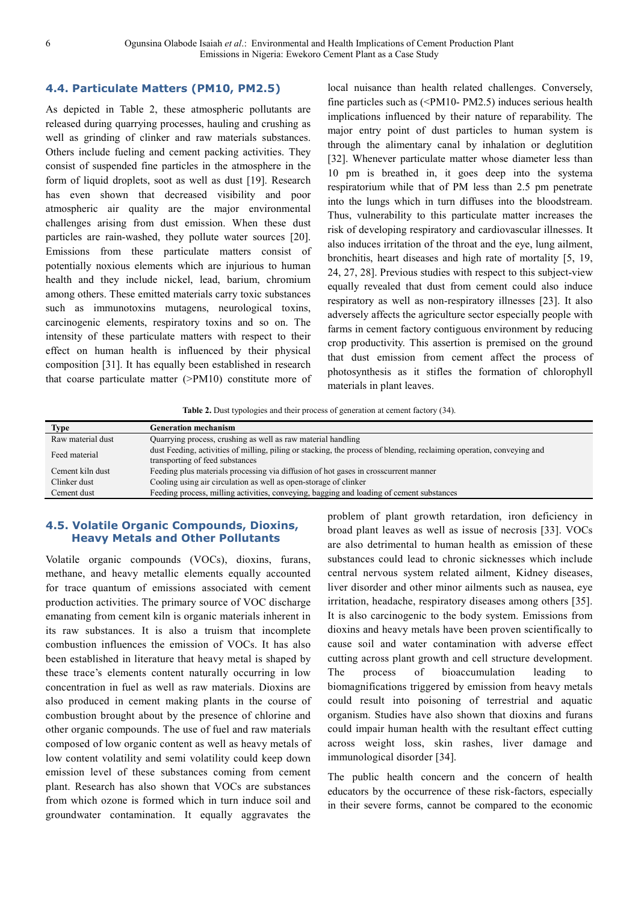### 4.4. Particulate Matters (PM10, PM2.5)

As depicted in Table 2, these atmospheric pollutants are released during quarrying processes, hauling and crushing as well as grinding of clinker and raw materials substances. Others include fueling and cement packing activities. They consist of suspended fine particles in the atmosphere in the form of liquid droplets, soot as well as dust [19]. Research has even shown that decreased visibility and poor atmospheric air quality are the major environmental challenges arising from dust emission. When these dust particles are rain-washed, they pollute water sources [20]. Emissions from these particulate matters consist of potentially noxious elements which are injurious to human health and they include nickel, lead, barium, chromium among others. These emitted materials carry toxic substances such as immunotoxins mutagens, neurological toxins, carcinogenic elements, respiratory toxins and so on. The intensity of these particulate matters with respect to their effect on human health is influenced by their physical composition [31]. It has equally been established in research that coarse particulate matter (>PM10) constitute more of local nuisance than health related challenges. Conversely, fine particles such as (<PM10- PM2.5) induces serious health implications influenced by their nature of reparability. The major entry point of dust particles to human system is through the alimentary canal by inhalation or deglutition [32]. Whenever particulate matter whose diameter less than 10 pm is breathed in, it goes deep into the systema respiratorium while that of PM less than 2.5 pm penetrate into the lungs which in turn diffuses into the bloodstream. Thus, vulnerability to this particulate matter increases the risk of developing respiratory and cardiovascular illnesses. It also induces irritation of the throat and the eye, lung ailment, bronchitis, heart diseases and high rate of mortality [5, 19, 24, 27, 28]. Previous studies with respect to this subject-view equally revealed that dust from cement could also induce respiratory as well as non-respiratory illnesses [23]. It also adversely affects the agriculture sector especially people with farms in cement factory contiguous environment by reducing crop productivity. This assertion is premised on the ground that dust emission from cement affect the process of photosynthesis as it stifles the formation of chlorophyll materials in plant leaves.

**Table 2.** Dust typologies and their process of generation at cement factory (34).

| Type | Generation mechanism |
|---|---|
| Raw material dust | Quarrying process, crushing as well as raw material handling |
| Feed material | dust Feeding, activities of milling, piling or stacking, the process of blending, reclaiming operation, conveying and transporting of feed substances |
| Cement kiln dust | Feeding plus materials processing via diffusion of hot gases in crosscurrent manner |
| Clinker dust | Cooling using air circulation as well as open-storage of clinker |
| Cement dust | Feeding process, milling activities, conveying, bagging and loading of cement substances |

### 4.5. Volatile Organic Compounds, Dioxins, Heavy Metals and Other Pollutants

Volatile organic compounds (VOCs), dioxins, furans, methane, and heavy metallic elements equally accounted for trace quantum of emissions associated with cement production activities. The primary source of VOC discharge emanating from cement kiln is organic materials inherent in its raw substances. It is also a truism that incomplete combustion influences the emission of VOCs. It has also been established in literature that heavy metal is shaped by these trace's elements content naturally occurring in low concentration in fuel as well as raw materials. Dioxins are also produced in cement making plants in the course of combustion brought about by the presence of chlorine and other organic compounds. The use of fuel and raw materials composed of low organic content as well as heavy metals of low content volatility and semi volatility could keep down emission level of these substances coming from cement plant. Research has also shown that VOCs are substances from which ozone is formed which in turn induce soil and groundwater contamination. It equally aggravates the problem of plant growth retardation, iron deficiency in broad plant leaves as well as issue of necrosis [33]. VOCs are also detrimental to human health as emission of these substances could lead to chronic sicknesses which include central nervous system related ailment, Kidney diseases, liver disorder and other minor ailments such as nausea, eye irritation, headache, respiratory diseases among others [35]. It is also carcinogenic to the body system. Emissions from dioxins and heavy metals have been proven scientifically to cause soil and water contamination with adverse effect cutting across plant growth and cell structure development. The process of bioaccumulation leading to biomagnifications triggered by emission from heavy metals could result into poisoning of terrestrial and aquatic organism. Studies have also shown that dioxins and furans could impair human health with the resultant effect cutting across weight loss, skin rashes, liver damage and immunological disorder [34].

The public health concern and the concern of health educators by the occurrence of these risk-factors, especially in their severe forms, cannot be compared to the economic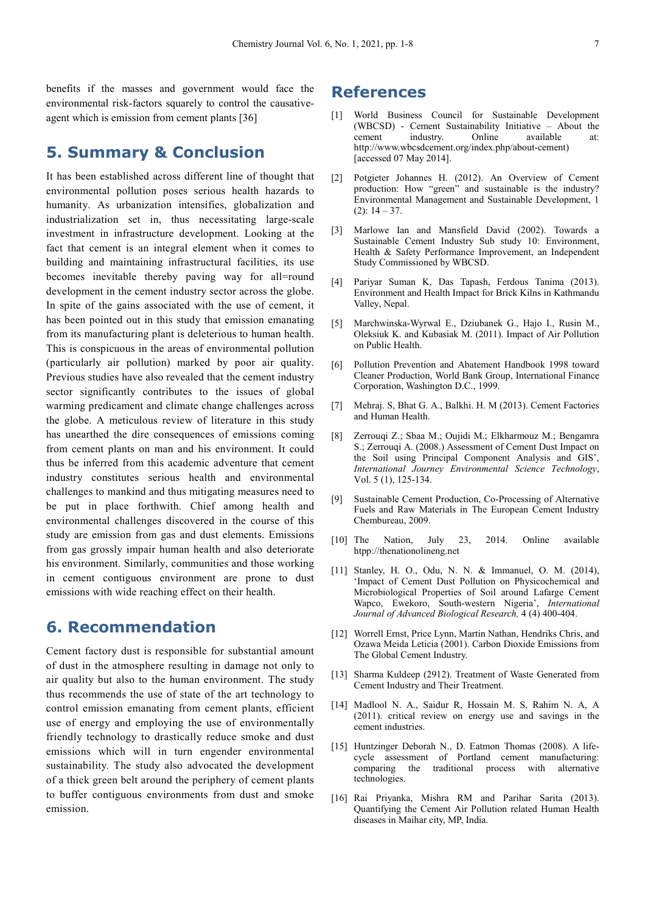benefits if the masses and government would face the environmental risk-factors squarely to control the causative-agent which is emission from cement plants [36]

## 5. Summary & Conclusion

It has been established across different line of thought that environmental pollution poses serious health hazards to humanity. As urbanization intensifies, globalization and industrialization set in, thus necessitating large-scale investment in infrastructure development. Looking at the fact that cement is an integral element when it comes to building and maintaining infrastructural facilities, its use becomes inevitable thereby paving way for all=round development in the cement industry sector across the globe. In spite of the gains associated with the use of cement, it has been pointed out in this study that emission emanating from its manufacturing plant is deleterious to human health. This is conspicuous in the areas of environmental pollution (particularly air pollution) marked by poor air quality. Previous studies have also revealed that the cement industry sector significantly contributes to the issues of global warming predicament and climate change challenges across the globe. A meticulous review of literature in this study has unearthed the dire consequences of emissions coming from cement plants on man and his environment. It could thus be inferred from this academic adventure that cement industry constitutes serious health and environmental challenges to mankind and thus mitigating measures need to be put in place forthwith. Chief among health and environmental challenges discovered in the course of this study are emission from gas and dust elements. Emissions from gas grossly impair human health and also deteriorate his environment. Similarly, communities and those working in cement contiguous environment are prone to dust emissions with wide reaching effect on their health.

## 6. Recommendation

Cement factory dust is responsible for substantial amount of dust in the atmosphere resulting in damage not only to air quality but also to the human environment. The study thus recommends the use of state of the art technology to control emission emanating from cement plants, efficient use of energy and employing the use of environmentally friendly technology to drastically reduce smoke and dust emissions which will in turn engender environmental sustainability. The study also advocated the development of a thick green belt around the periphery of cement plants to buffer contiguous environments from dust and smoke emission.

## References

[1] World Business Council for Sustainable Development (WBCSD) - Cement Sustainability Initiative – About the cement industry. Online available at: http://www.wbcsdcement.org/index.php/about-cement) [accessed 07 May 2014].

[2] Potgieter Johannes H. (2012). An Overview of Cement production: How "green" and sustainable is the industry? Environmental Management and Sustainable Development, 1 (2): 14 – 37.

[3] Marlowe Ian and Mansfield David (2002). Towards a Sustainable Cement Industry Sub study 10: Environment, Health & Safety Performance Improvement, an Independent Study Commissioned by WBCSD.

[4] Pariyar Suman K, Das Tapash, Ferdous Tanima (2013). Environment and Health Impact for Brick Kilns in Kathmandu Valley, Nepal.

[5] Marchwinska-Wyrwal E., Dziubanek G., Hajo I., Rusin M., Oleksiuk K. and Kubasiak M. (2011). Impact of Air Pollution on Public Health.

[6] Pollution Prevention and Abatement Handbook 1998 toward Cleaner Production, World Bank Group, International Finance Corporation, Washington D.C., 1999.

[7] Mehraj. S, Bhat G. A., Balkhi. H. M (2013). Cement Factories and Human Health.

[8] Zerrouqi Z.; Sbaa M.; Oujidi M.; Elkharmouz M.; Bengamra S.; Zerrouqi A. (2008.) Assessment of Cement Dust Impact on the Soil using Principal Component Analysis and GIS', *International Journey Environmental Science Technology*, Vol. 5 (1), 125-134.

[9] Sustainable Cement Production, Co-Processing of Alternative Fuels and Raw Materials in The European Cement Industry Chembureau, 2009.

[10] The Nation, July 23, 2014. Online available htpp://thenationolineng.net

[11] Stanley, H. O., Odu, N. N. & Immanuel, O. M. (2014), 'Impact of Cement Dust Pollution on Physicochemical and Microbiological Properties of Soil around Lafarge Cement Wapco, Ewekoro, South-western Nigeria', *International Journal of Advanced Biological Research,* 4 (4) 400-404.

[12] Worrell Ernst, Price Lynn, Martin Nathan, Hendriks Chris, and Ozawa Meida Leticia (2001). Carbon Dioxide Emissions from The Global Cement Industry.

[13] Sharma Kuldeep (2912). Treatment of Waste Generated from Cement Industry and Their Treatment.

[14] Madlool N. A., Saidur R, Hossain M. S, Rahim N. A, A (2011). critical review on energy use and savings in the cement industries.

[15] Huntzinger Deborah N., D. Eatmon Thomas (2008). A life-cycle assessment of Portland cement manufacturing: comparing the traditional process with alternative technologies.

[16] Rai Priyanka, Mishra RM and Parihar Sarita (2013). Quantifying the Cement Air Pollution related Human Health diseases in Maihar city, MP, India.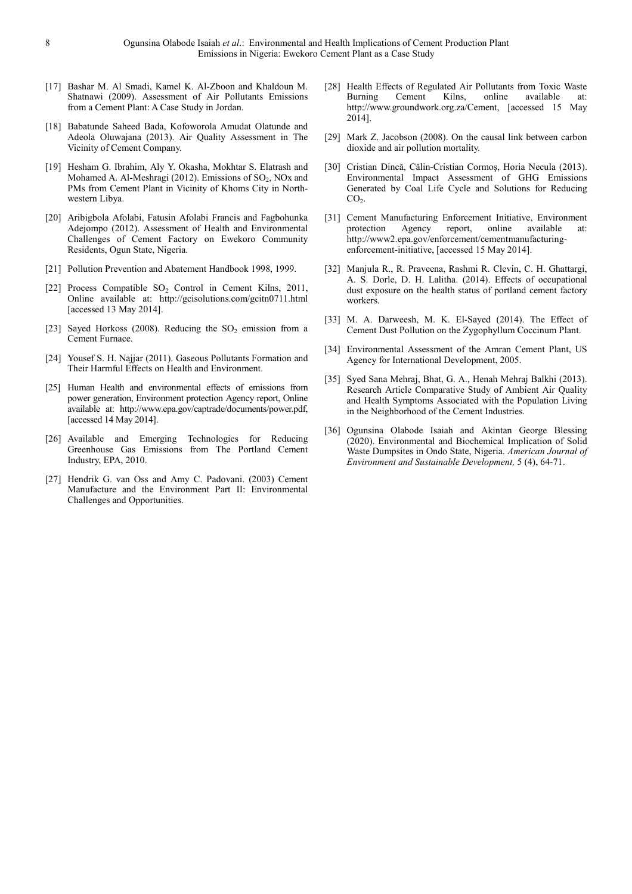[17] Bashar M. Al Smadi, Kamel K. Al-Zboon and Khaldoun M. Shatnawi (2009). Assessment of Air Pollutants Emissions from a Cement Plant: A Case Study in Jordan.

[18] Babatunde Saheed Bada, Kofoworola Amudat Olatunde and Adeola Oluwajana (2013). Air Quality Assessment in The Vicinity of Cement Company.

[19] Hesham G. Ibrahim, Aly Y. Okasha, Mokhtar S. Elatrash and Mohamed A. Al-Meshragi (2012). Emissions of $SO_2$, NOx and PMs from Cement Plant in Vicinity of Khoms City in North-western Libya.

[20] Aribigbola Afolabi, Fatusin Afolabi Francis and Fagbohunka Adejompo (2012). Assessment of Health and Environmental Challenges of Cement Factory on Ewekoro Community Residents, Ogun State, Nigeria.

[21] Pollution Prevention and Abatement Handbook 1998, 1999.

[22] Process Compatible $SO_2$ Control in Cement Kilns, 2011, Online available at: http://gcisolutions.com/gcitn0711.html [accessed 13 May 2014].

[23] Sayed Horkoss (2008). Reducing the $SO_2$ emission from a Cement Furnace.

[24] Yousef S. H. Najjar (2011). Gaseous Pollutants Formation and Their Harmful Effects on Health and Environment.

[25] Human Health and environmental effects of emissions from power generation, Environment protection Agency report, Online available at: http://www.epa.gov/captrade/documents/power.pdf, [accessed 14 May 2014].

[26] Available and Emerging Technologies for Reducing Greenhouse Gas Emissions from The Portland Cement Industry, EPA, 2010.

[27] Hendrik G. van Oss and Amy C. Padovani. (2003) Cement Manufacture and the Environment Part II: Environmental Challenges and Opportunities.

[28] Health Effects of Regulated Air Pollutants from Toxic Waste Burning Cement Kilns, online available at: http://www.groundwork.org.za/Cement, [accessed 15 May 2014].

[29] Mark Z. Jacobson (2008). On the causal link between carbon dioxide and air pollution mortality.

[30] Cristian Dincă, Călin-Cristian Cormoş, Horia Necula (2013). Environmental Impact Assessment of GHG Emissions Generated by Coal Life Cycle and Solutions for Reducing $CO_2$.

[31] Cement Manufacturing Enforcement Initiative, Environment protection Agency report, online available at: http://www2.epa.gov/enforcement/cementmanufacturing-enforcement-initiative, [accessed 15 May 2014].

[32] Manjula R., R. Praveena, Rashmi R. Clevin, C. H. Ghattargi, A. S. Dorle, D. H. Lalitha. (2014). Effects of occupational dust exposure on the health status of portland cement factory workers.

[33] M. A. Darweesh, M. K. El-Sayed (2014). The Effect of Cement Dust Pollution on the Zygophyllum Coccinum Plant.

[34] Environmental Assessment of the Amran Cement Plant, US Agency for International Development, 2005.

[35] Syed Sana Mehraj, Bhat, G. A., Henah Mehraj Balkhi (2013). Research Article Comparative Study of Ambient Air Quality and Health Symptoms Associated with the Population Living in the Neighborhood of the Cement Industries.

[36] Ogunsina Olabode Isaiah and Akintan George Blessing (2020). Environmental and Biochemical Implication of Solid Waste Dumpsites in Ondo State, Nigeria. *American Journal of Environment and Sustainable Development,* 5 (4), 64-71.